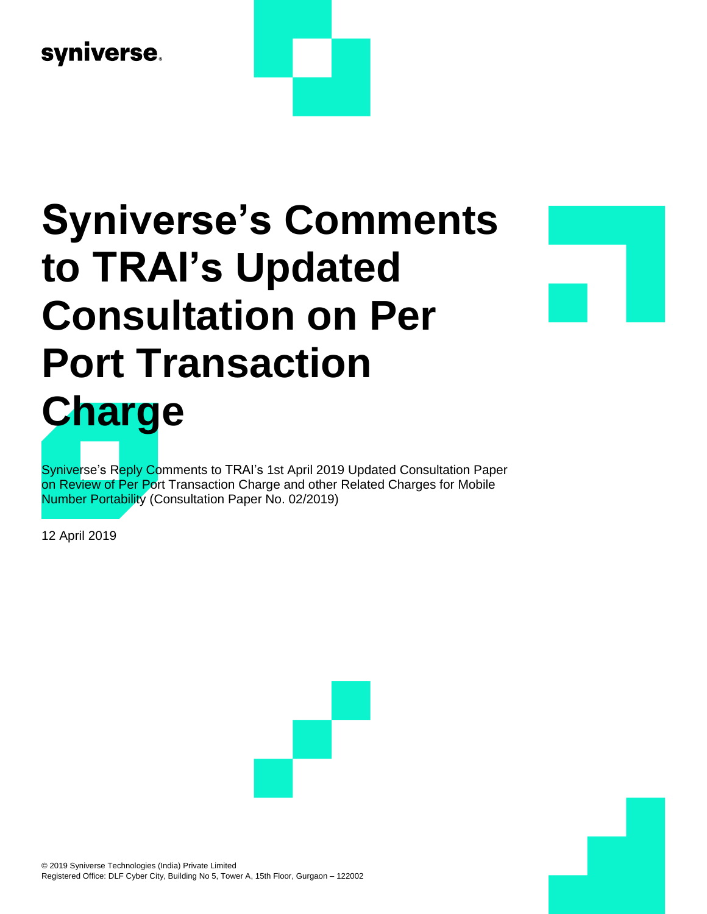syniverse

# Syniverse's Comments to TRAI's Updated Consultation on Per Port Transaction Charge

Syniverse's Reply Comments to TRAI's 1st April 2019 Updated Consultation Paper on Review of Per Port Transaction Charge and other Related Charges for Mobile Number Portability (Consultation Paper No. 02/2019)

12 April 2019

© 2019 Syniverse Technologies (India) Private Limited
Registered Office: DLF Cyber City, Building No 5, Tower A, 15th Floor, Gurgaon – 122002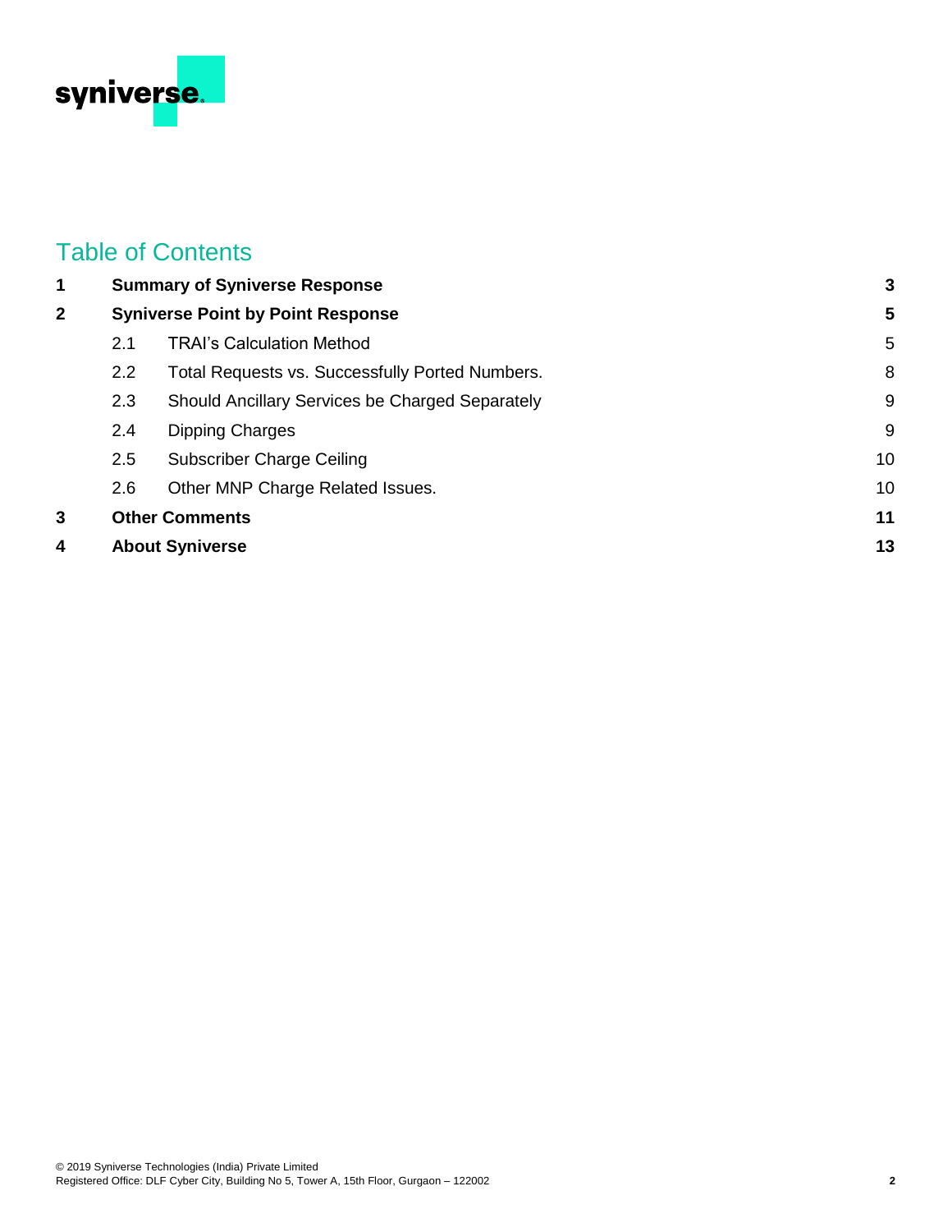## Table of Contents

| | | Page |
|---|---|---|
| **1** | **Summary of Syniverse Response** | **3** |
| **2** | **Syniverse Point by Point Response** | **5** |
| 2.1 | TRAI's Calculation Method | 5 |
| 2.2 | Total Requests vs. Successfully Ported Numbers. | 8 |
| 2.3 | Should Ancillary Services be Charged Separately | 9 |
| 2.4 | Dipping Charges | 9 |
| 2.5 | Subscriber Charge Ceiling | 10 |
| 2.6 | Other MNP Charge Related Issues. | 10 |
| **3** | **Other Comments** | **11** |
| **4** | **About Syniverse** | **13** |

© 2019 Syniverse Technologies (India) Private Limited
Registered Office: DLF Cyber City, Building No 5, Tower A, 15th Floor, Gurgaon – 122002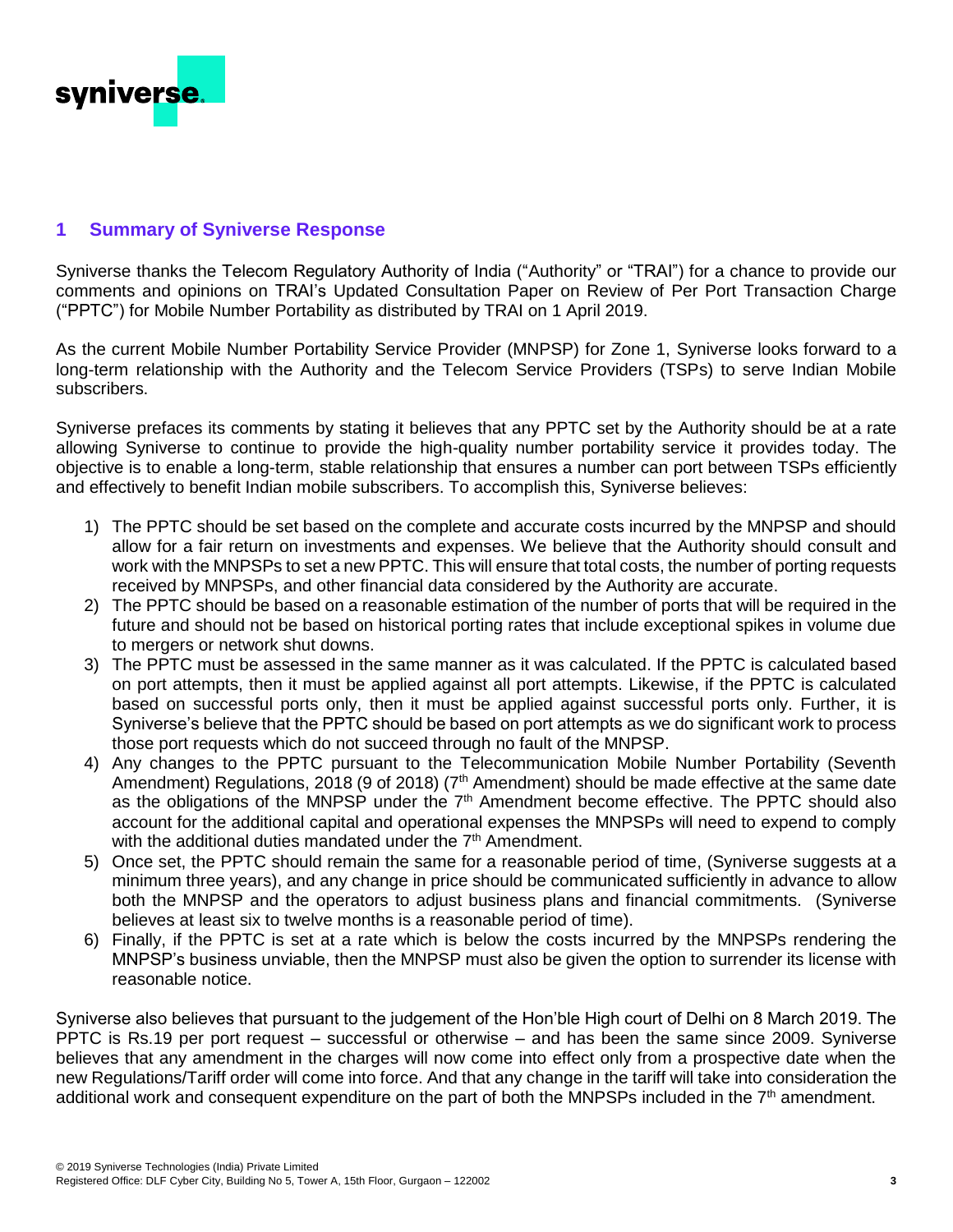## 1 Summary of Syniverse Response

Syniverse thanks the Telecom Regulatory Authority of India ("Authority" or "TRAI") for a chance to provide our comments and opinions on TRAI's Updated Consultation Paper on Review of Per Port Transaction Charge ("PPTC") for Mobile Number Portability as distributed by TRAI on 1 April 2019.

As the current Mobile Number Portability Service Provider (MNPSP) for Zone 1, Syniverse looks forward to a long-term relationship with the Authority and the Telecom Service Providers (TSPs) to serve Indian Mobile subscribers.

Syniverse prefaces its comments by stating it believes that any PPTC set by the Authority should be at a rate allowing Syniverse to continue to provide the high-quality number portability service it provides today. The objective is to enable a long-term, stable relationship that ensures a number can port between TSPs efficiently and effectively to benefit Indian mobile subscribers. To accomplish this, Syniverse believes:

1) The PPTC should be set based on the complete and accurate costs incurred by the MNPSP and should allow for a fair return on investments and expenses. We believe that the Authority should consult and work with the MNPSPs to set a new PPTC. This will ensure that total costs, the number of porting requests received by MNPSPs, and other financial data considered by the Authority are accurate.
2) The PPTC should be based on a reasonable estimation of the number of ports that will be required in the future and should not be based on historical porting rates that include exceptional spikes in volume due to mergers or network shut downs.
3) The PPTC must be assessed in the same manner as it was calculated. If the PPTC is calculated based on port attempts, then it must be applied against all port attempts. Likewise, if the PPTC is calculated based on successful ports only, then it must be applied against successful ports only. Further, it is Syniverse's believe that the PPTC should be based on port attempts as we do significant work to process those port requests which do not succeed through no fault of the MNPSP.
4) Any changes to the PPTC pursuant to the Telecommunication Mobile Number Portability (Seventh Amendment) Regulations, 2018 (9 of 2018) (7th Amendment) should be made effective at the same date as the obligations of the MNPSP under the 7th Amendment become effective. The PPTC should also account for the additional capital and operational expenses the MNPSPs will need to expend to comply with the additional duties mandated under the 7th Amendment.
5) Once set, the PPTC should remain the same for a reasonable period of time, (Syniverse suggests at a minimum three years), and any change in price should be communicated sufficiently in advance to allow both the MNPSP and the operators to adjust business plans and financial commitments. (Syniverse believes at least six to twelve months is a reasonable period of time).
6) Finally, if the PPTC is set at a rate which is below the costs incurred by the MNPSPs rendering the MNPSP's business unviable, then the MNPSP must also be given the option to surrender its license with reasonable notice.

Syniverse also believes that pursuant to the judgement of the Hon'ble High court of Delhi on 8 March 2019. The PPTC is Rs.19 per port request – successful or otherwise – and has been the same since 2009. Syniverse believes that any amendment in the charges will now come into effect only from a prospective date when the new Regulations/Tariff order will come into force. And that any change in the tariff will take into consideration the additional work and consequent expenditure on the part of both the MNPSPs included in the 7th amendment.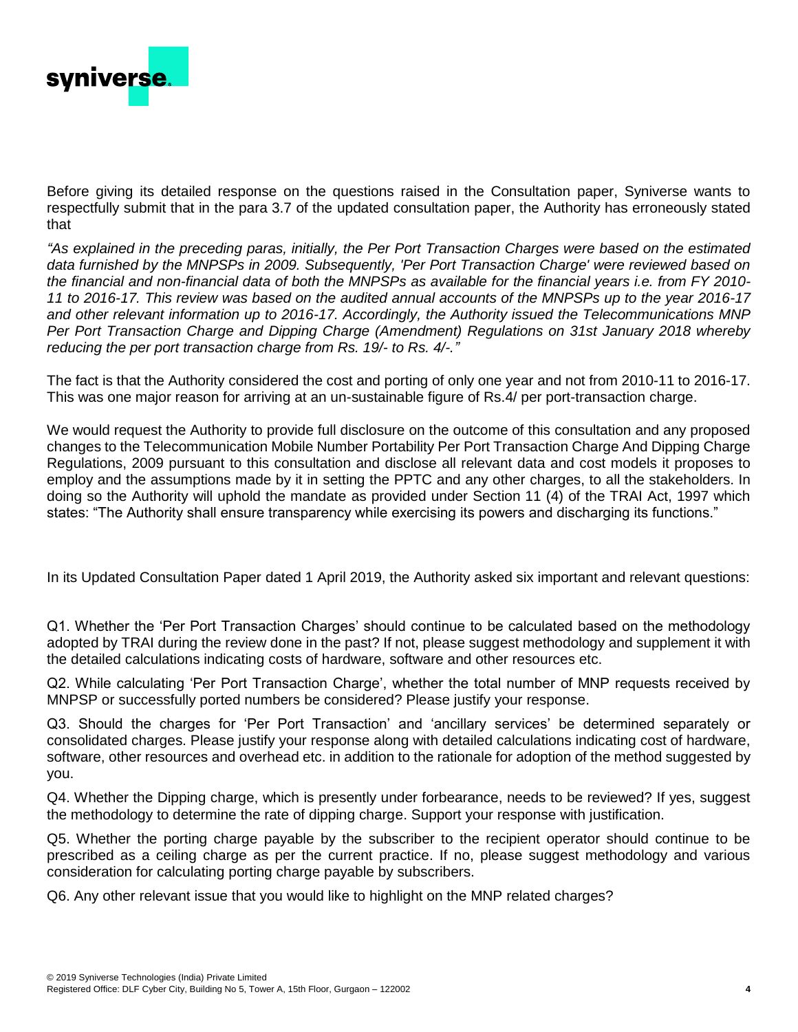Before giving its detailed response on the questions raised in the Consultation paper, Syniverse wants to respectfully submit that in the para 3.7 of the updated consultation paper, the Authority has erroneously stated that

*"As explained in the preceding paras, initially, the Per Port Transaction Charges were based on the estimated data furnished by the MNPSPs in 2009. Subsequently, 'Per Port Transaction Charge' were reviewed based on the financial and non-financial data of both the MNPSPs as available for the financial years i.e. from FY 2010-11 to 2016-17. This review was based on the audited annual accounts of the MNPSPs up to the year 2016-17 and other relevant information up to 2016-17. Accordingly, the Authority issued the Telecommunications MNP Per Port Transaction Charge and Dipping Charge (Amendment) Regulations on 31st January 2018 whereby reducing the per port transaction charge from Rs. 19/- to Rs. 4/-."*

The fact is that the Authority considered the cost and porting of only one year and not from 2010-11 to 2016-17. This was one major reason for arriving at an un-sustainable figure of Rs.4/ per port-transaction charge.

We would request the Authority to provide full disclosure on the outcome of this consultation and any proposed changes to the Telecommunication Mobile Number Portability Per Port Transaction Charge And Dipping Charge Regulations, 2009 pursuant to this consultation and disclose all relevant data and cost models it proposes to employ and the assumptions made by it in setting the PPTC and any other charges, to all the stakeholders. In doing so the Authority will uphold the mandate as provided under Section 11 (4) of the TRAI Act, 1997 which states: "The Authority shall ensure transparency while exercising its powers and discharging its functions."

In its Updated Consultation Paper dated 1 April 2019, the Authority asked six important and relevant questions:

Q1. Whether the 'Per Port Transaction Charges' should continue to be calculated based on the methodology adopted by TRAI during the review done in the past? If not, please suggest methodology and supplement it with the detailed calculations indicating costs of hardware, software and other resources etc.

Q2. While calculating 'Per Port Transaction Charge', whether the total number of MNP requests received by MNPSP or successfully ported numbers be considered? Please justify your response.

Q3. Should the charges for 'Per Port Transaction' and 'ancillary services' be determined separately or consolidated charges. Please justify your response along with detailed calculations indicating cost of hardware, software, other resources and overhead etc. in addition to the rationale for adoption of the method suggested by you.

Q4. Whether the Dipping charge, which is presently under forbearance, needs to be reviewed? If yes, suggest the methodology to determine the rate of dipping charge. Support your response with justification.

Q5. Whether the porting charge payable by the subscriber to the recipient operator should continue to be prescribed as a ceiling charge as per the current practice. If no, please suggest methodology and various consideration for calculating porting charge payable by subscribers.

Q6. Any other relevant issue that you would like to highlight on the MNP related charges?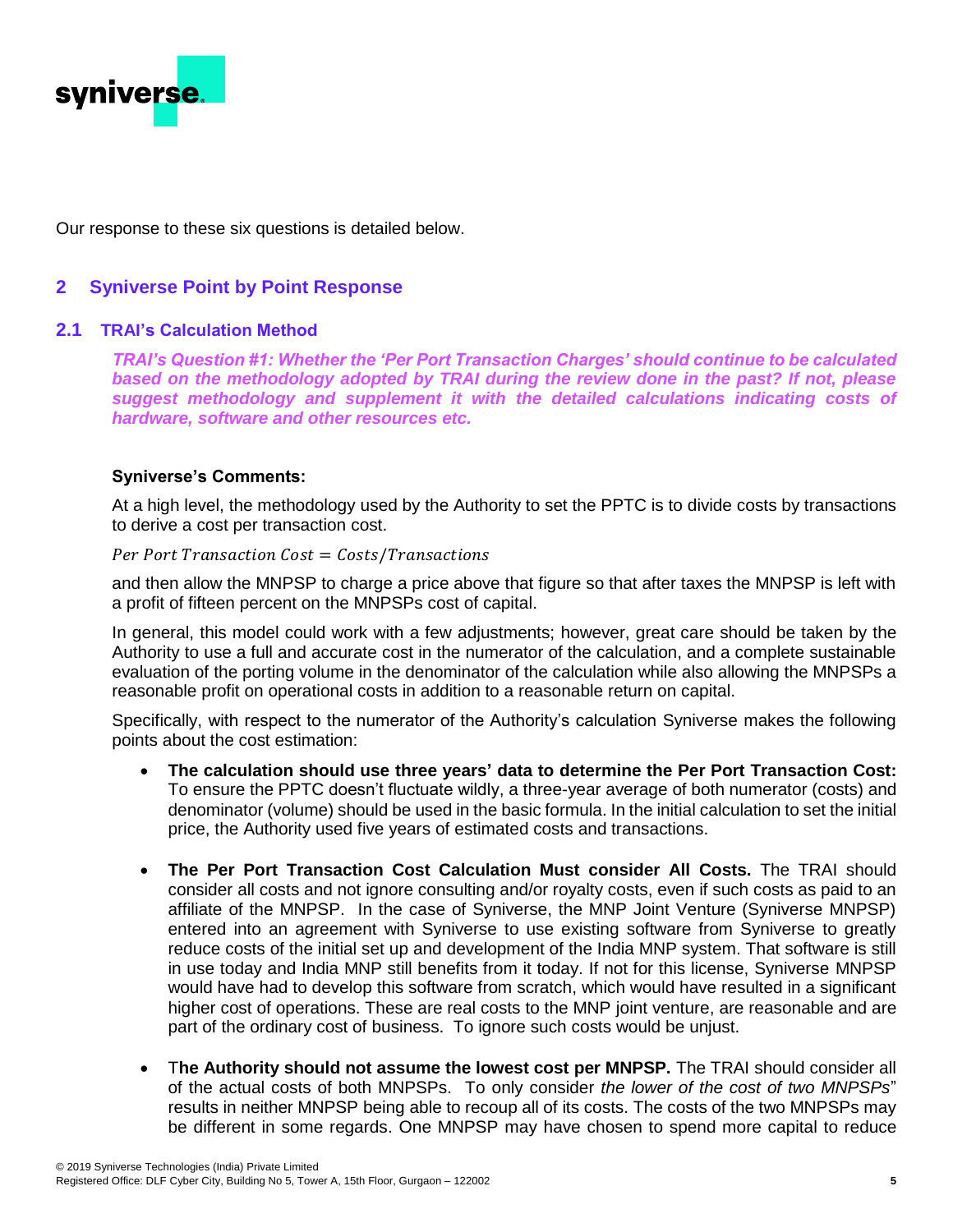Our response to these six questions is detailed below.

## 2 Syniverse Point by Point Response

### 2.1 TRAI's Calculation Method

***TRAI's Question #1: Whether the 'Per Port Transaction Charges' should continue to be calculated based on the methodology adopted by TRAI during the review done in the past? If not, please suggest methodology and supplement it with the detailed calculations indicating costs of hardware, software and other resources etc.***

**Syniverse's Comments:**

At a high level, the methodology used by the Authority to set the PPTC is to divide costs by transactions to derive a cost per transaction cost.

$$Per\ Port\ Transaction\ Cost = Costs/Transactions$$

and then allow the MNPSP to charge a price above that figure so that after taxes the MNPSP is left with a profit of fifteen percent on the MNPSPs cost of capital.

In general, this model could work with a few adjustments; however, great care should be taken by the Authority to use a full and accurate cost in the numerator of the calculation, and a complete sustainable evaluation of the porting volume in the denominator of the calculation while also allowing the MNPSPs a reasonable profit on operational costs in addition to a reasonable return on capital.

Specifically, with respect to the numerator of the Authority's calculation Syniverse makes the following points about the cost estimation:

- **The calculation should use three years' data to determine the Per Port Transaction Cost:** To ensure the PPTC doesn't fluctuate wildly, a three-year average of both numerator (costs) and denominator (volume) should be used in the basic formula. In the initial calculation to set the initial price, the Authority used five years of estimated costs and transactions.

- **The Per Port Transaction Cost Calculation Must consider All Costs.** The TRAI should consider all costs and not ignore consulting and/or royalty costs, even if such costs as paid to an affiliate of the MNPSP. In the case of Syniverse, the MNP Joint Venture (Syniverse MNPSP) entered into an agreement with Syniverse to use existing software from Syniverse to greatly reduce costs of the initial set up and development of the India MNP system. That software is still in use today and India MNP still benefits from it today. If not for this license, Syniverse MNPSP would have had to develop this software from scratch, which would have resulted in a significant higher cost of operations. These are real costs to the MNP joint venture, are reasonable and are part of the ordinary cost of business. To ignore such costs would be unjust.

- T**he Authority should not assume the lowest cost per MNPSP.** The TRAI should consider all of the actual costs of both MNPSPs. To only consider *the lower of the cost of two MNPSPs*" results in neither MNPSP being able to recoup all of its costs. The costs of the two MNPSPs may be different in some regards. One MNPSP may have chosen to spend more capital to reduce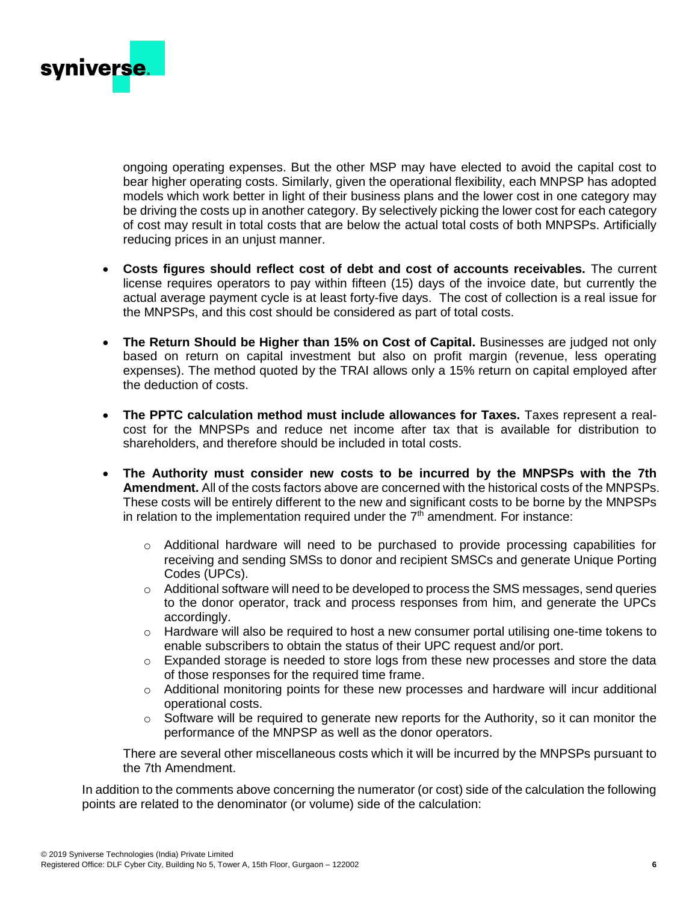ongoing operating expenses. But the other MSP may have elected to avoid the capital cost to bear higher operating costs. Similarly, given the operational flexibility, each MNPSP has adopted models which work better in light of their business plans and the lower cost in one category may be driving the costs up in another category. By selectively picking the lower cost for each category of cost may result in total costs that are below the actual total costs of both MNPSPs. Artificially reducing prices in an unjust manner.

- **Costs figures should reflect cost of debt and cost of accounts receivables.** The current license requires operators to pay within fifteen (15) days of the invoice date, but currently the actual average payment cycle is at least forty-five days. The cost of collection is a real issue for the MNPSPs, and this cost should be considered as part of total costs.
- **The Return Should be Higher than 15% on Cost of Capital.** Businesses are judged not only based on return on capital investment but also on profit margin (revenue, less operating expenses). The method quoted by the TRAI allows only a 15% return on capital employed after the deduction of costs.
- **The PPTC calculation method must include allowances for Taxes.** Taxes represent a real-cost for the MNPSPs and reduce net income after tax that is available for distribution to shareholders, and therefore should be included in total costs.
- **The Authority must consider new costs to be incurred by the MNPSPs with the 7th Amendment.** All of the costs factors above are concerned with the historical costs of the MNPSPs. These costs will be entirely different to the new and significant costs to be borne by the MNPSPs in relation to the implementation required under the 7th amendment. For instance:
  - Additional hardware will need to be purchased to provide processing capabilities for receiving and sending SMSs to donor and recipient SMSCs and generate Unique Porting Codes (UPCs).
  - Additional software will need to be developed to process the SMS messages, send queries to the donor operator, track and process responses from him, and generate the UPCs accordingly.
  - Hardware will also be required to host a new consumer portal utilising one-time tokens to enable subscribers to obtain the status of their UPC request and/or port.
  - Expanded storage is needed to store logs from these new processes and store the data of those responses for the required time frame.
  - Additional monitoring points for these new processes and hardware will incur additional operational costs.
  - Software will be required to generate new reports for the Authority, so it can monitor the performance of the MNPSP as well as the donor operators.

  There are several other miscellaneous costs which it will be incurred by the MNPSPs pursuant to the 7th Amendment.

In addition to the comments above concerning the numerator (or cost) side of the calculation the following points are related to the denominator (or volume) side of the calculation: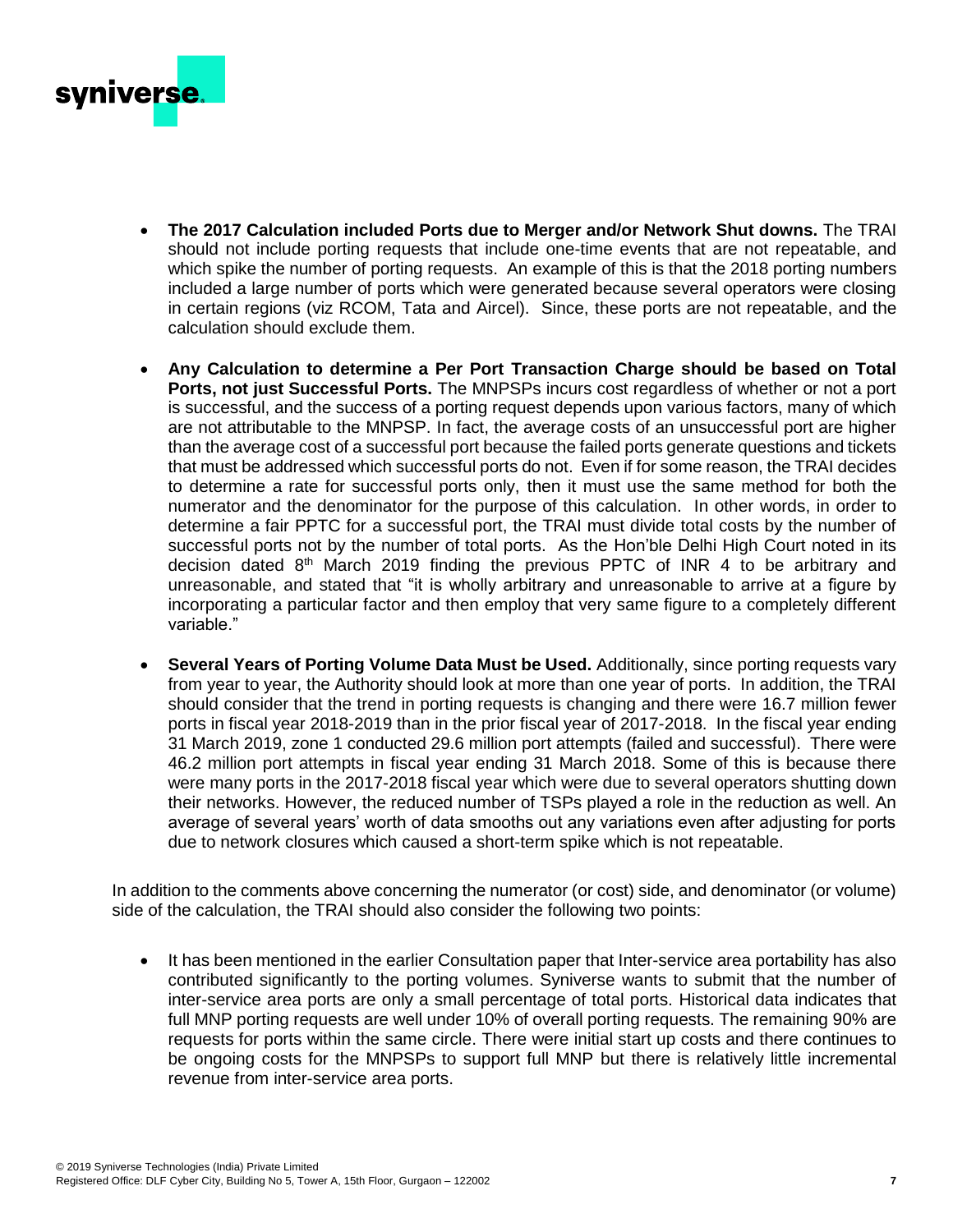- **The 2017 Calculation included Ports due to Merger and/or Network Shut downs.** The TRAI should not include porting requests that include one-time events that are not repeatable, and which spike the number of porting requests. An example of this is that the 2018 porting numbers included a large number of ports which were generated because several operators were closing in certain regions (viz RCOM, Tata and Aircel). Since, these ports are not repeatable, and the calculation should exclude them.

- **Any Calculation to determine a Per Port Transaction Charge should be based on Total Ports, not just Successful Ports.** The MNPSPs incurs cost regardless of whether or not a port is successful, and the success of a porting request depends upon various factors, many of which are not attributable to the MNPSP. In fact, the average costs of an unsuccessful port are higher than the average cost of a successful port because the failed ports generate questions and tickets that must be addressed which successful ports do not. Even if for some reason, the TRAI decides to determine a rate for successful ports only, then it must use the same method for both the numerator and the denominator for the purpose of this calculation. In other words, in order to determine a fair PPTC for a successful port, the TRAI must divide total costs by the number of successful ports not by the number of total ports. As the Hon'ble Delhi High Court noted in its decision dated 8th March 2019 finding the previous PPTC of INR 4 to be arbitrary and unreasonable, and stated that "it is wholly arbitrary and unreasonable to arrive at a figure by incorporating a particular factor and then employ that very same figure to a completely different variable."

- **Several Years of Porting Volume Data Must be Used.** Additionally, since porting requests vary from year to year, the Authority should look at more than one year of ports. In addition, the TRAI should consider that the trend in porting requests is changing and there were 16.7 million fewer ports in fiscal year 2018-2019 than in the prior fiscal year of 2017-2018. In the fiscal year ending 31 March 2019, zone 1 conducted 29.6 million port attempts (failed and successful). There were 46.2 million port attempts in fiscal year ending 31 March 2018. Some of this is because there were many ports in the 2017-2018 fiscal year which were due to several operators shutting down their networks. However, the reduced number of TSPs played a role in the reduction as well. An average of several years' worth of data smooths out any variations even after adjusting for ports due to network closures which caused a short-term spike which is not repeatable.

In addition to the comments above concerning the numerator (or cost) side, and denominator (or volume) side of the calculation, the TRAI should also consider the following two points:

- It has been mentioned in the earlier Consultation paper that Inter-service area portability has also contributed significantly to the porting volumes. Syniverse wants to submit that the number of inter-service area ports are only a small percentage of total ports. Historical data indicates that full MNP porting requests are well under 10% of overall porting requests. The remaining 90% are requests for ports within the same circle. There were initial start up costs and there continues to be ongoing costs for the MNPSPs to support full MNP but there is relatively little incremental revenue from inter-service area ports.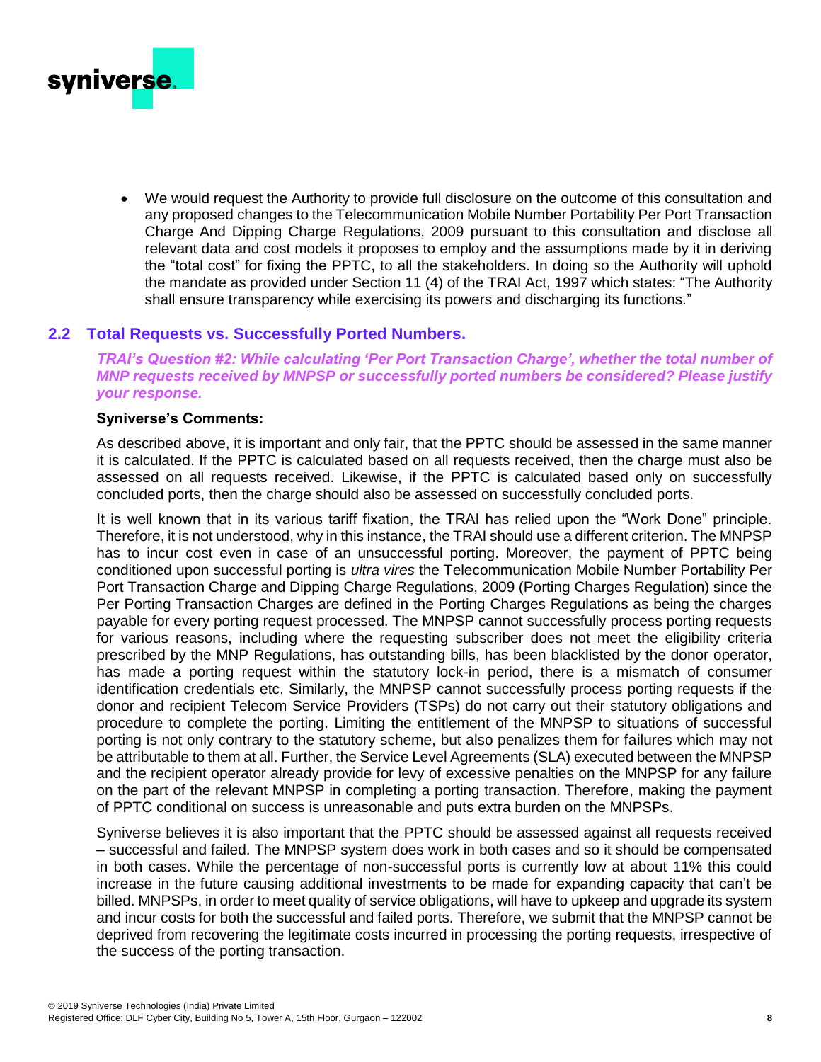- We would request the Authority to provide full disclosure on the outcome of this consultation and any proposed changes to the Telecommunication Mobile Number Portability Per Port Transaction Charge And Dipping Charge Regulations, 2009 pursuant to this consultation and disclose all relevant data and cost models it proposes to employ and the assumptions made by it in deriving the "total cost" for fixing the PPTC, to all the stakeholders. In doing so the Authority will uphold the mandate as provided under Section 11 (4) of the TRAI Act, 1997 which states: "The Authority shall ensure transparency while exercising its powers and discharging its functions."

## 2.2 Total Requests vs. Successfully Ported Numbers.

***TRAI's Question #2: While calculating 'Per Port Transaction Charge', whether the total number of MNP requests received by MNPSP or successfully ported numbers be considered? Please justify your response.***

**Syniverse's Comments:**

As described above, it is important and only fair, that the PPTC should be assessed in the same manner it is calculated. If the PPTC is calculated based on all requests received, then the charge must also be assessed on all requests received. Likewise, if the PPTC is calculated based only on successfully concluded ports, then the charge should also be assessed on successfully concluded ports.

It is well known that in its various tariff fixation, the TRAI has relied upon the "Work Done" principle. Therefore, it is not understood, why in this instance, the TRAI should use a different criterion. The MNPSP has to incur cost even in case of an unsuccessful porting. Moreover, the payment of PPTC being conditioned upon successful porting is *ultra vires* the Telecommunication Mobile Number Portability Per Port Transaction Charge and Dipping Charge Regulations, 2009 (Porting Charges Regulation) since the Per Porting Transaction Charges are defined in the Porting Charges Regulations as being the charges payable for every porting request processed. The MNPSP cannot successfully process porting requests for various reasons, including where the requesting subscriber does not meet the eligibility criteria prescribed by the MNP Regulations, has outstanding bills, has been blacklisted by the donor operator, has made a porting request within the statutory lock-in period, there is a mismatch of consumer identification credentials etc. Similarly, the MNPSP cannot successfully process porting requests if the donor and recipient Telecom Service Providers (TSPs) do not carry out their statutory obligations and procedure to complete the porting. Limiting the entitlement of the MNPSP to situations of successful porting is not only contrary to the statutory scheme, but also penalizes them for failures which may not be attributable to them at all. Further, the Service Level Agreements (SLA) executed between the MNPSP and the recipient operator already provide for levy of excessive penalties on the MNPSP for any failure on the part of the relevant MNPSP in completing a porting transaction. Therefore, making the payment of PPTC conditional on success is unreasonable and puts extra burden on the MNPSPs.

Syniverse believes it is also important that the PPTC should be assessed against all requests received – successful and failed. The MNPSP system does work in both cases and so it should be compensated in both cases. While the percentage of non-successful ports is currently low at about 11% this could increase in the future causing additional investments to be made for expanding capacity that can't be billed. MNPSPs, in order to meet quality of service obligations, will have to upkeep and upgrade its system and incur costs for both the successful and failed ports. Therefore, we submit that the MNPSP cannot be deprived from recovering the legitimate costs incurred in processing the porting requests, irrespective of the success of the porting transaction.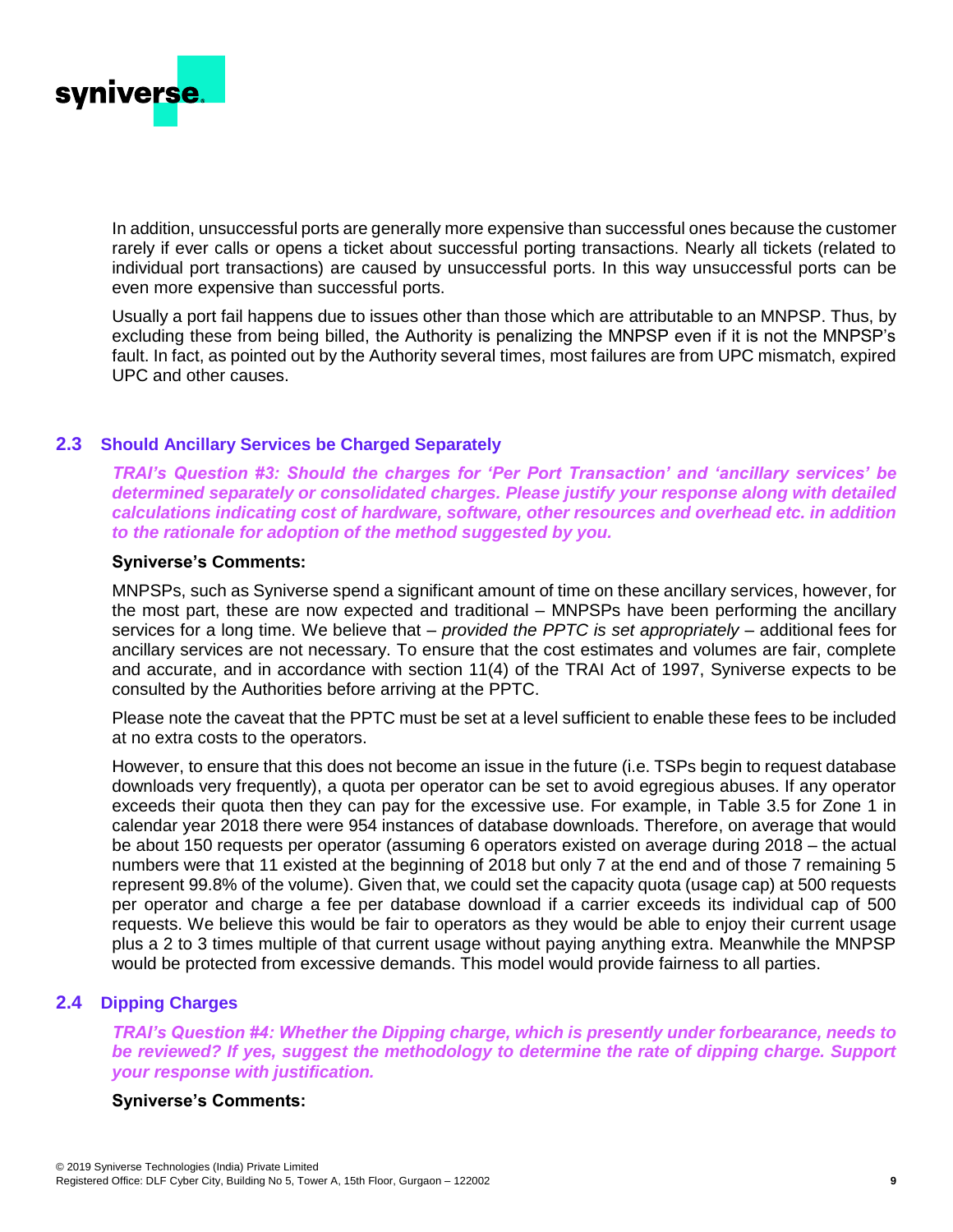In addition, unsuccessful ports are generally more expensive than successful ones because the customer rarely if ever calls or opens a ticket about successful porting transactions. Nearly all tickets (related to individual port transactions) are caused by unsuccessful ports. In this way unsuccessful ports can be even more expensive than successful ports.

Usually a port fail happens due to issues other than those which are attributable to an MNPSP. Thus, by excluding these from being billed, the Authority is penalizing the MNPSP even if it is not the MNPSP's fault. In fact, as pointed out by the Authority several times, most failures are from UPC mismatch, expired UPC and other causes.

## 2.3 Should Ancillary Services be Charged Separately

***TRAI's Question #3: Should the charges for 'Per Port Transaction' and 'ancillary services' be determined separately or consolidated charges. Please justify your response along with detailed calculations indicating cost of hardware, software, other resources and overhead etc. in addition to the rationale for adoption of the method suggested by you.***

**Syniverse's Comments:**

MNPSPs, such as Syniverse spend a significant amount of time on these ancillary services, however, for the most part, these are now expected and traditional – MNPSPs have been performing the ancillary services for a long time. We believe that – *provided the PPTC is set appropriately* – additional fees for ancillary services are not necessary. To ensure that the cost estimates and volumes are fair, complete and accurate, and in accordance with section 11(4) of the TRAI Act of 1997, Syniverse expects to be consulted by the Authorities before arriving at the PPTC.

Please note the caveat that the PPTC must be set at a level sufficient to enable these fees to be included at no extra costs to the operators.

However, to ensure that this does not become an issue in the future (i.e. TSPs begin to request database downloads very frequently), a quota per operator can be set to avoid egregious abuses. If any operator exceeds their quota then they can pay for the excessive use. For example, in Table 3.5 for Zone 1 in calendar year 2018 there were 954 instances of database downloads. Therefore, on average that would be about 150 requests per operator (assuming 6 operators existed on average during 2018 – the actual numbers were that 11 existed at the beginning of 2018 but only 7 at the end and of those 7 remaining 5 represent 99.8% of the volume). Given that, we could set the capacity quota (usage cap) at 500 requests per operator and charge a fee per database download if a carrier exceeds its individual cap of 500 requests. We believe this would be fair to operators as they would be able to enjoy their current usage plus a 2 to 3 times multiple of that current usage without paying anything extra. Meanwhile the MNPSP would be protected from excessive demands. This model would provide fairness to all parties.

## 2.4 Dipping Charges

***TRAI's Question #4: Whether the Dipping charge, which is presently under forbearance, needs to be reviewed? If yes, suggest the methodology to determine the rate of dipping charge. Support your response with justification.***

**Syniverse's Comments:**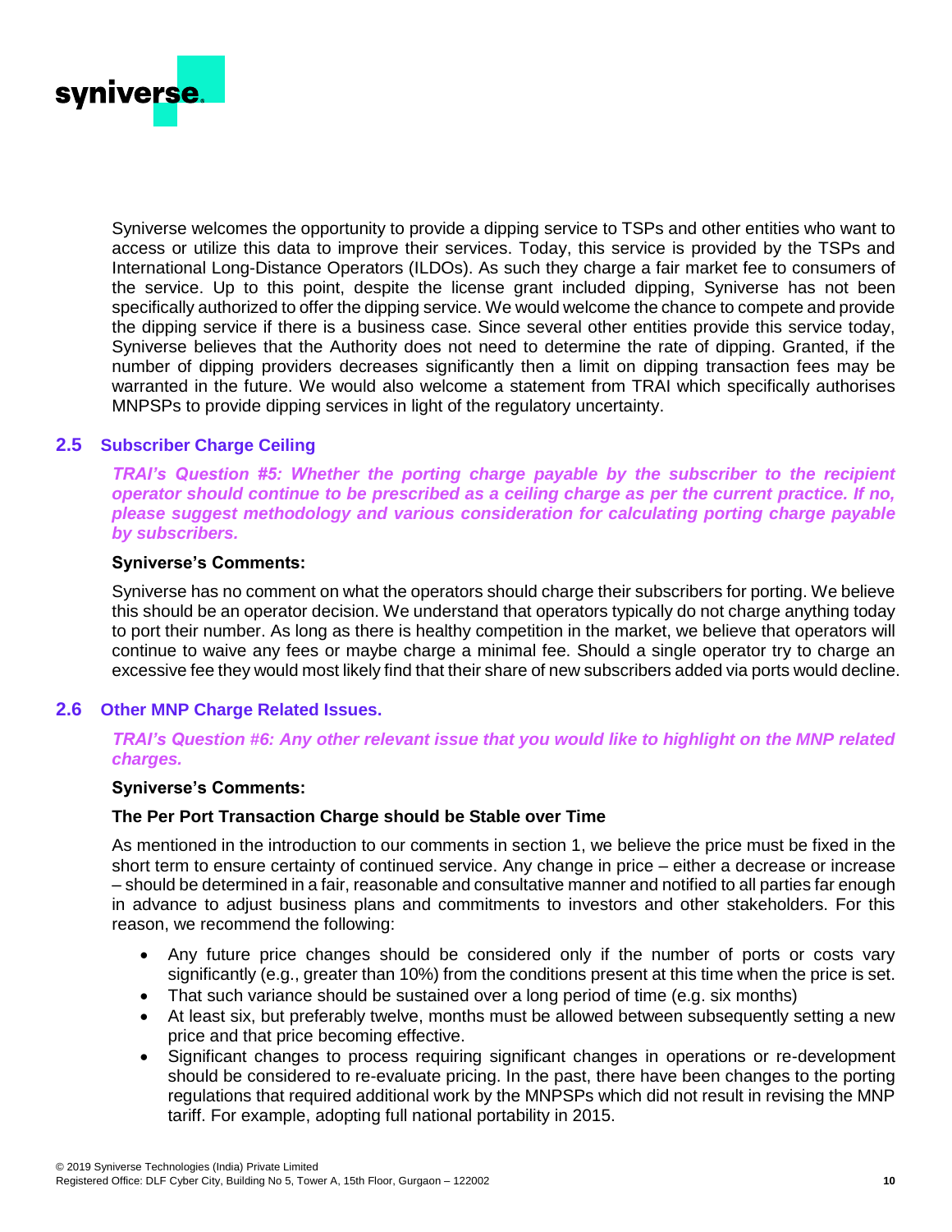Syniverse welcomes the opportunity to provide a dipping service to TSPs and other entities who want to access or utilize this data to improve their services. Today, this service is provided by the TSPs and International Long-Distance Operators (ILDOs). As such they charge a fair market fee to consumers of the service. Up to this point, despite the license grant included dipping, Syniverse has not been specifically authorized to offer the dipping service. We would welcome the chance to compete and provide the dipping service if there is a business case. Since several other entities provide this service today, Syniverse believes that the Authority does not need to determine the rate of dipping. Granted, if the number of dipping providers decreases significantly then a limit on dipping transaction fees may be warranted in the future. We would also welcome a statement from TRAI which specifically authorises MNPSPs to provide dipping services in light of the regulatory uncertainty.

## 2.5 Subscriber Charge Ceiling

***TRAI's Question #5: Whether the porting charge payable by the subscriber to the recipient operator should continue to be prescribed as a ceiling charge as per the current practice. If no, please suggest methodology and various consideration for calculating porting charge payable by subscribers.***

**Syniverse's Comments:**

Syniverse has no comment on what the operators should charge their subscribers for porting. We believe this should be an operator decision. We understand that operators typically do not charge anything today to port their number. As long as there is healthy competition in the market, we believe that operators will continue to waive any fees or maybe charge a minimal fee. Should a single operator try to charge an excessive fee they would most likely find that their share of new subscribers added via ports would decline.

## 2.6 Other MNP Charge Related Issues.

***TRAI's Question #6: Any other relevant issue that you would like to highlight on the MNP related charges.***

**Syniverse's Comments:**

**The Per Port Transaction Charge should be Stable over Time**

As mentioned in the introduction to our comments in section 1, we believe the price must be fixed in the short term to ensure certainty of continued service. Any change in price – either a decrease or increase – should be determined in a fair, reasonable and consultative manner and notified to all parties far enough in advance to adjust business plans and commitments to investors and other stakeholders. For this reason, we recommend the following:

- Any future price changes should be considered only if the number of ports or costs vary significantly (e.g., greater than 10%) from the conditions present at this time when the price is set.
- That such variance should be sustained over a long period of time (e.g. six months)
- At least six, but preferably twelve, months must be allowed between subsequently setting a new price and that price becoming effective.
- Significant changes to process requiring significant changes in operations or re-development should be considered to re-evaluate pricing. In the past, there have been changes to the porting regulations that required additional work by the MNPSPs which did not result in revising the MNP tariff. For example, adopting full national portability in 2015.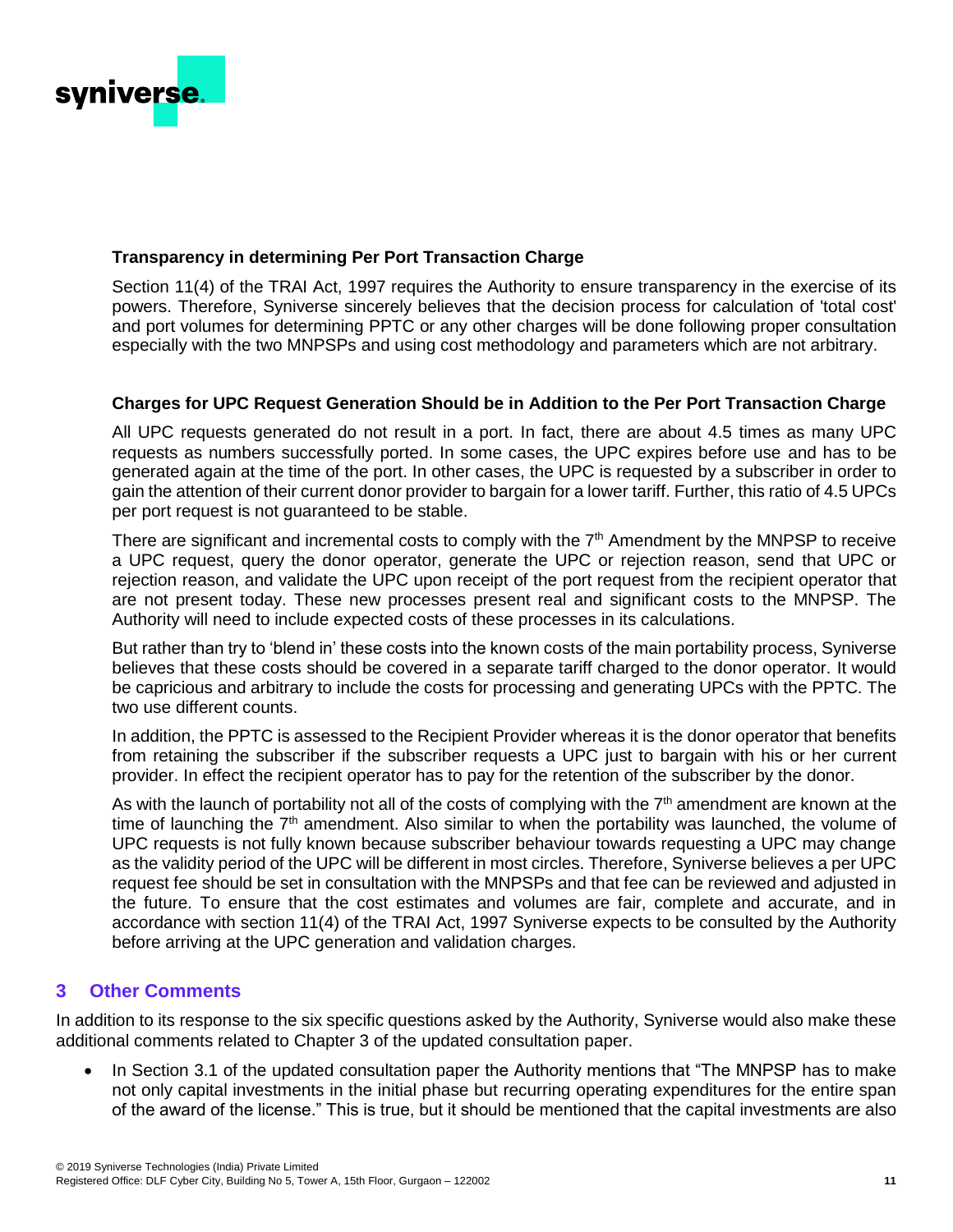**Transparency in determining Per Port Transaction Charge**

Section 11(4) of the TRAI Act, 1997 requires the Authority to ensure transparency in the exercise of its powers. Therefore, Syniverse sincerely believes that the decision process for calculation of 'total cost' and port volumes for determining PPTC or any other charges will be done following proper consultation especially with the two MNPSPs and using cost methodology and parameters which are not arbitrary.

**Charges for UPC Request Generation Should be in Addition to the Per Port Transaction Charge**

All UPC requests generated do not result in a port. In fact, there are about 4.5 times as many UPC requests as numbers successfully ported. In some cases, the UPC expires before use and has to be generated again at the time of the port. In other cases, the UPC is requested by a subscriber in order to gain the attention of their current donor provider to bargain for a lower tariff. Further, this ratio of 4.5 UPCs per port request is not guaranteed to be stable.

There are significant and incremental costs to comply with the 7th Amendment by the MNPSP to receive a UPC request, query the donor operator, generate the UPC or rejection reason, send that UPC or rejection reason, and validate the UPC upon receipt of the port request from the recipient operator that are not present today. These new processes present real and significant costs to the MNPSP. The Authority will need to include expected costs of these processes in its calculations.

But rather than try to 'blend in' these costs into the known costs of the main portability process, Syniverse believes that these costs should be covered in a separate tariff charged to the donor operator. It would be capricious and arbitrary to include the costs for processing and generating UPCs with the PPTC. The two use different counts.

In addition, the PPTC is assessed to the Recipient Provider whereas it is the donor operator that benefits from retaining the subscriber if the subscriber requests a UPC just to bargain with his or her current provider. In effect the recipient operator has to pay for the retention of the subscriber by the donor.

As with the launch of portability not all of the costs of complying with the 7th amendment are known at the time of launching the 7th amendment. Also similar to when the portability was launched, the volume of UPC requests is not fully known because subscriber behaviour towards requesting a UPC may change as the validity period of the UPC will be different in most circles. Therefore, Syniverse believes a per UPC request fee should be set in consultation with the MNPSPs and that fee can be reviewed and adjusted in the future. To ensure that the cost estimates and volumes are fair, complete and accurate, and in accordance with section 11(4) of the TRAI Act, 1997 Syniverse expects to be consulted by the Authority before arriving at the UPC generation and validation charges.

## 3 Other Comments

In addition to its response to the six specific questions asked by the Authority, Syniverse would also make these additional comments related to Chapter 3 of the updated consultation paper.

- In Section 3.1 of the updated consultation paper the Authority mentions that "The MNPSP has to make not only capital investments in the initial phase but recurring operating expenditures for the entire span of the award of the license." This is true, but it should be mentioned that the capital investments are also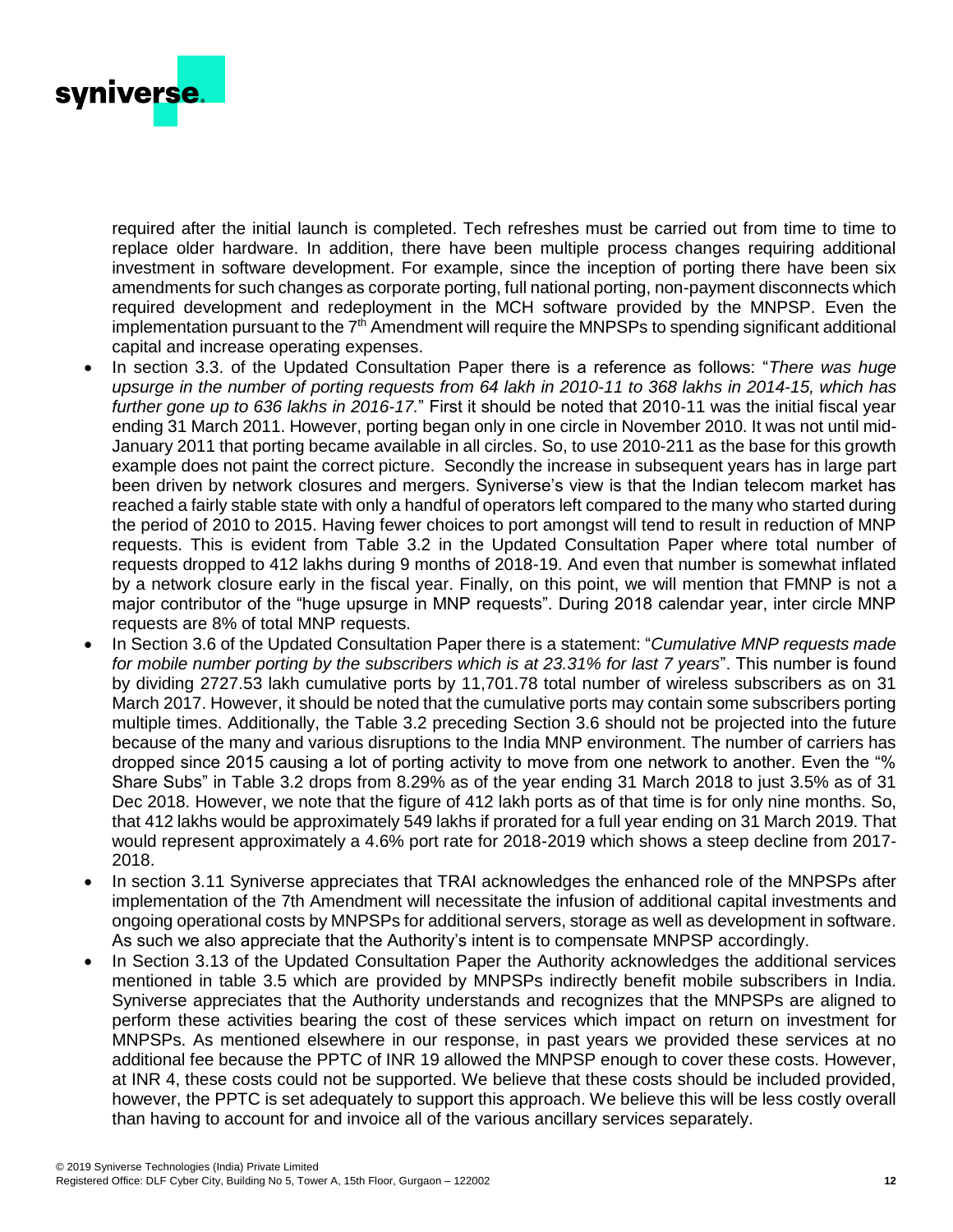required after the initial launch is completed. Tech refreshes must be carried out from time to time to replace older hardware. In addition, there have been multiple process changes requiring additional investment in software development. For example, since the inception of porting there have been six amendments for such changes as corporate porting, full national porting, non-payment disconnects which required development and redeployment in the MCH software provided by the MNPSP. Even the implementation pursuant to the 7th Amendment will require the MNPSPs to spending significant additional capital and increase operating expenses.

- In section 3.3. of the Updated Consultation Paper there is a reference as follows: "*There was huge upsurge in the number of porting requests from 64 lakh in 2010-11 to 368 lakhs in 2014-15, which has further gone up to 636 lakhs in 2016-17.*" First it should be noted that 2010-11 was the initial fiscal year ending 31 March 2011. However, porting began only in one circle in November 2010. It was not until mid-January 2011 that porting became available in all circles. So, to use 2010-211 as the base for this growth example does not paint the correct picture. Secondly the increase in subsequent years has in large part been driven by network closures and mergers. Syniverse's view is that the Indian telecom market has reached a fairly stable state with only a handful of operators left compared to the many who started during the period of 2010 to 2015. Having fewer choices to port amongst will tend to result in reduction of MNP requests. This is evident from Table 3.2 in the Updated Consultation Paper where total number of requests dropped to 412 lakhs during 9 months of 2018-19. And even that number is somewhat inflated by a network closure early in the fiscal year. Finally, on this point, we will mention that FMNP is not a major contributor of the "huge upsurge in MNP requests". During 2018 calendar year, inter circle MNP requests are 8% of total MNP requests.
- In Section 3.6 of the Updated Consultation Paper there is a statement: "*Cumulative MNP requests made for mobile number porting by the subscribers which is at 23.31% for last 7 years*". This number is found by dividing 2727.53 lakh cumulative ports by 11,701.78 total number of wireless subscribers as on 31 March 2017. However, it should be noted that the cumulative ports may contain some subscribers porting multiple times. Additionally, the Table 3.2 preceding Section 3.6 should not be projected into the future because of the many and various disruptions to the India MNP environment. The number of carriers has dropped since 2015 causing a lot of porting activity to move from one network to another. Even the "% Share Subs" in Table 3.2 drops from 8.29% as of the year ending 31 March 2018 to just 3.5% as of 31 Dec 2018. However, we note that the figure of 412 lakh ports as of that time is for only nine months. So, that 412 lakhs would be approximately 549 lakhs if prorated for a full year ending on 31 March 2019. That would represent approximately a 4.6% port rate for 2018-2019 which shows a steep decline from 2017-2018.
- In section 3.11 Syniverse appreciates that TRAI acknowledges the enhanced role of the MNPSPs after implementation of the 7th Amendment will necessitate the infusion of additional capital investments and ongoing operational costs by MNPSPs for additional servers, storage as well as development in software. As such we also appreciate that the Authority's intent is to compensate MNPSP accordingly.
- In Section 3.13 of the Updated Consultation Paper the Authority acknowledges the additional services mentioned in table 3.5 which are provided by MNPSPs indirectly benefit mobile subscribers in India. Syniverse appreciates that the Authority understands and recognizes that the MNPSPs are aligned to perform these activities bearing the cost of these services which impact on return on investment for MNPSPs. As mentioned elsewhere in our response, in past years we provided these services at no additional fee because the PPTC of INR 19 allowed the MNPSP enough to cover these costs. However, at INR 4, these costs could not be supported. We believe that these costs should be included provided, however, the PPTC is set adequately to support this approach. We believe this will be less costly overall than having to account for and invoice all of the various ancillary services separately.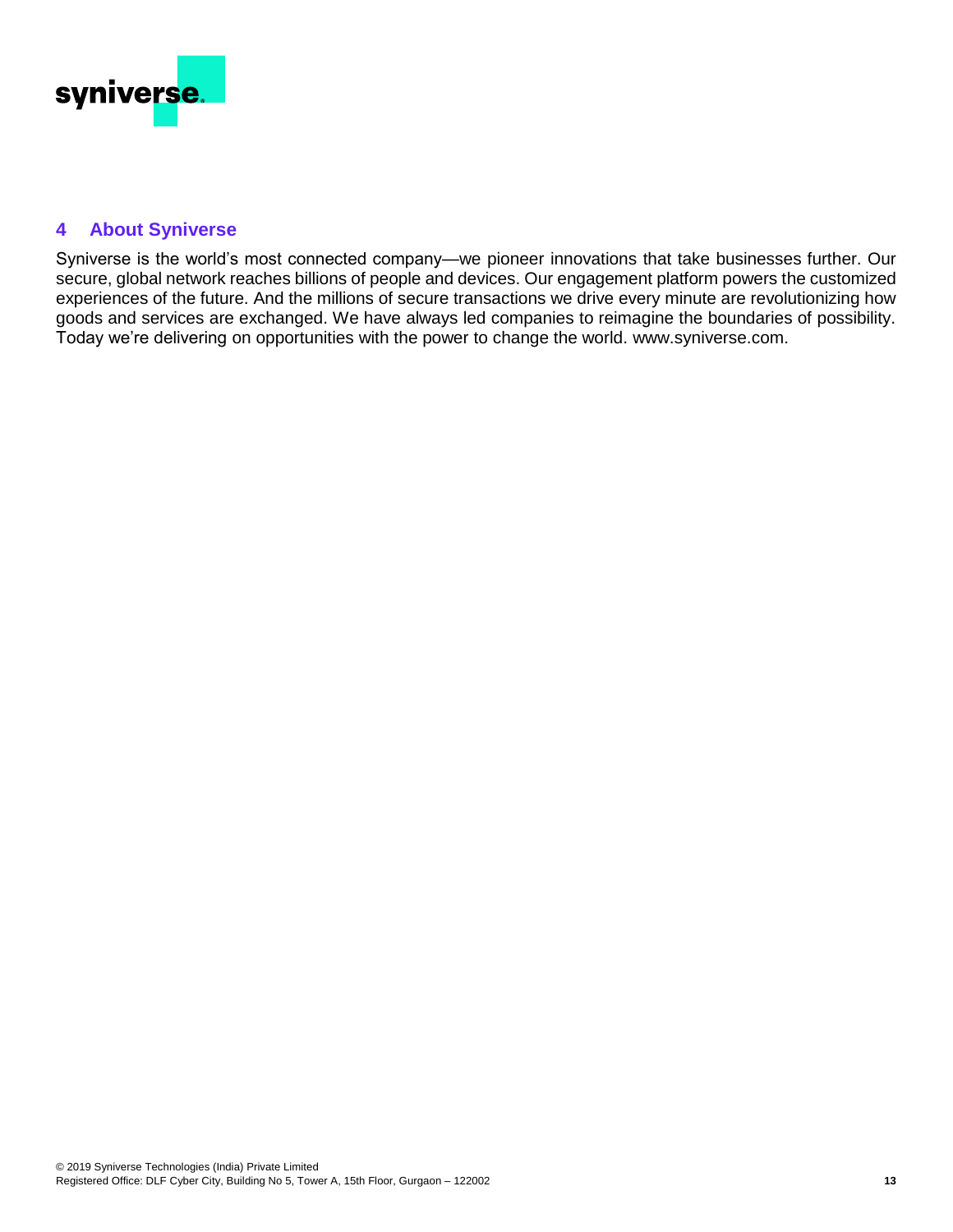## 4 About Syniverse

Syniverse is the world's most connected company—we pioneer innovations that take businesses further. Our secure, global network reaches billions of people and devices. Our engagement platform powers the customized experiences of the future. And the millions of secure transactions we drive every minute are revolutionizing how goods and services are exchanged. We have always led companies to reimagine the boundaries of possibility. Today we're delivering on opportunities with the power to change the world. www.syniverse.com.